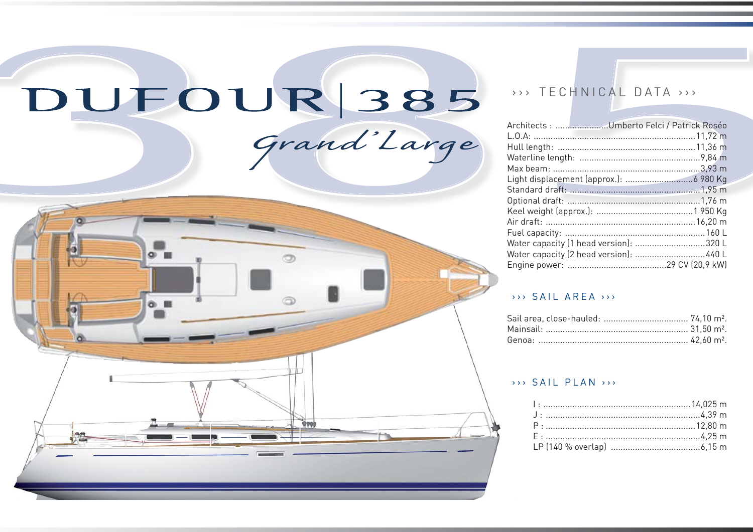# DUFOUR | 385

*Grand'Large*

## ››› TECHNICAL DATA ›››

| | |
|---|---|
| Architects : | Umberto Felci / Patrick Roséo |
| L.O.A: | 11,72 m |
| Hull length: | 11,36 m |
| Waterline length: | 9,84 m |
| Max beam: | 3,93 m |
| Light displacement (approx.): | 6 980 Kg |
| Standard draft: | 1,95 m |
| Optional draft: | 1,76 m |
| Keel weight (approx.): | 1 950 Kg |
| Air draft: | 16,20 m |
| Fuel capacity: | 160 L |
| Water capacity (1 head version): | 320 L |
| Water capacity (2 head version): | 440 L |
| Engine power: | 29 CV (20,9 kW) |

## ››› SAIL AREA ›››

| | |
|---|---|
| Sail area, close-hauled: | 74,10 m². |
| Mainsail: | 31,50 m². |
| Genoa: | 42,60 m². |

## ››› SAIL PLAN ›››

| | |
|---|---|
| I : | 14,025 m |
| J : | 4,39 m |
| P : | 12,80 m |
| E : | 4,25 m |
| LP (140 % overlap) | 6,15 m |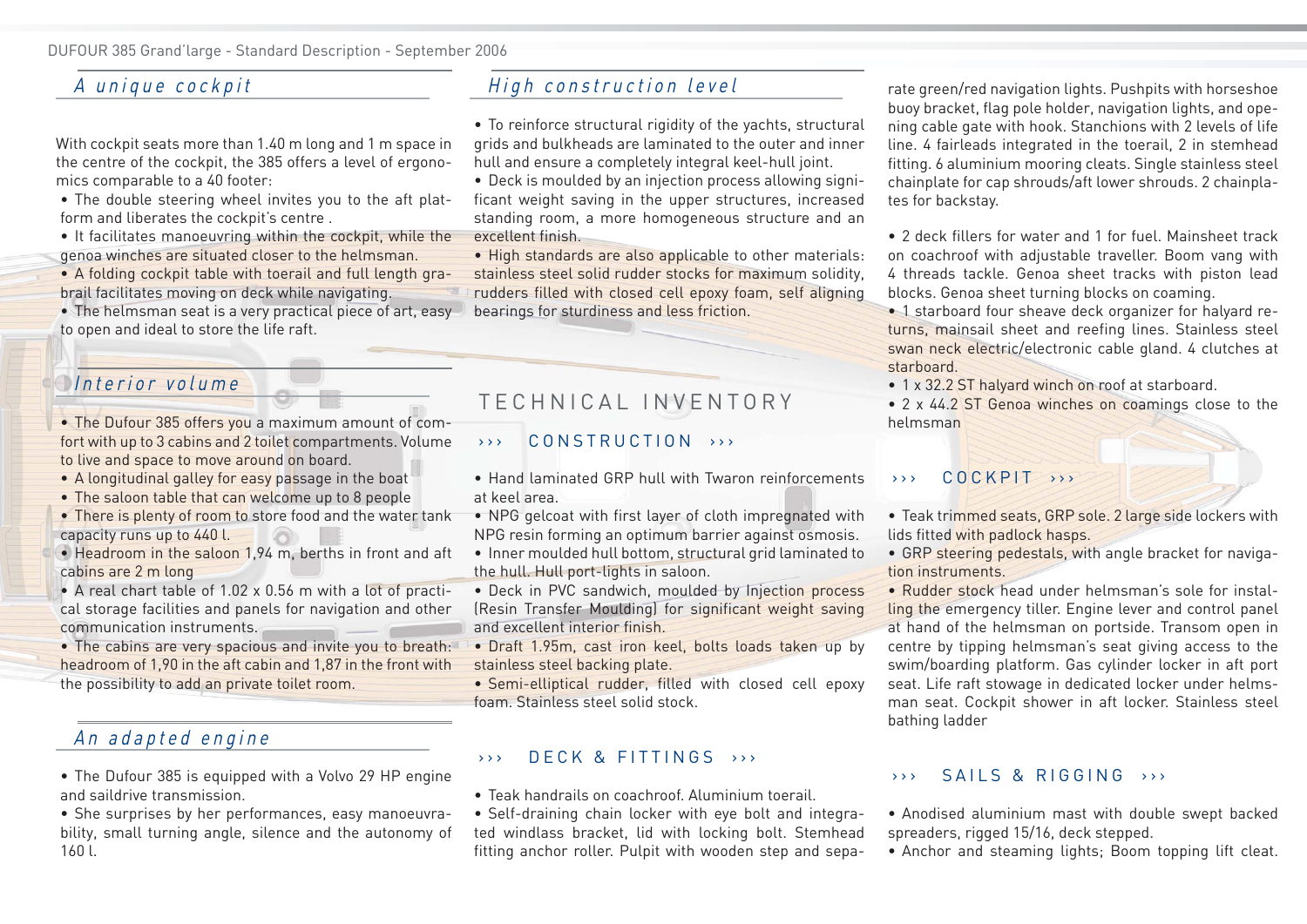## *A unique cockpit*

With cockpit seats more than 1.40 m long and 1 m space in the centre of the cockpit, the 385 offers a level of ergonomics comparable to a 40 footer:

- The double steering wheel invites you to the aft platform and liberates the cockpit's centre .
- It facilitates manoeuvring within the cockpit, while the genoa winches are situated closer to the helmsman.
- A folding cockpit table with toerail and full length grabrail facilitates moving on deck while navigating.
- The helmsman seat is a very practical piece of art, easy to open and ideal to store the life raft.

## *Interior volume*

- The Dufour 385 offers you a maximum amount of comfort with up to 3 cabins and 2 toilet compartments. Volume to live and space to move around on board.
- A longitudinal galley for easy passage in the boat
- The saloon table that can welcome up to 8 people
- There is plenty of room to store food and the water tank capacity runs up to 440 l.
- Headroom in the saloon 1,94 m, berths in front and aft cabins are 2 m long
- A real chart table of 1.02 x 0.56 m with a lot of practical storage facilities and panels for navigation and other communication instruments.
- The cabins are very spacious and invite you to breath: headroom of 1,90 in the aft cabin and 1,87 in the front with the possibility to add an private toilet room.

## *An adapted engine*

- The Dufour 385 is equipped with a Volvo 29 HP engine and saildrive transmission.
- She surprises by her performances, easy manoeuvrability, small turning angle, silence and the autonomy of 160 l.

## *High construction level*

- To reinforce structural rigidity of the yachts, structural grids and bulkheads are laminated to the outer and inner hull and ensure a completely integral keel-hull joint.
- Deck is moulded by an injection process allowing significant weight saving in the upper structures, increased standing room, a more homogeneous structure and an excellent finish.
- High standards are also applicable to other materials: stainless steel solid rudder stocks for maximum solidity, rudders filled with closed cell epoxy foam, self aligning bearings for sturdiness and less friction.

# TECHNICAL INVENTORY

### ››› CONSTRUCTION ›››

- Hand laminated GRP hull with Twaron reinforcements at keel area.
- NPG gelcoat with first layer of cloth impregnated with NPG resin forming an optimum barrier against osmosis.
- Inner moulded hull bottom, structural grid laminated to the hull. Hull port-lights in saloon.
- Deck in PVC sandwich, moulded by Injection process (Resin Transfer Moulding) for significant weight saving and excellent interior finish.
- Draft 1.95m, cast iron keel, bolts loads taken up by stainless steel backing plate.
- Semi-elliptical rudder, filled with closed cell epoxy foam. Stainless steel solid stock.

### ››› DECK & FITTINGS ›››

- Teak handrails on coachroof. Aluminium toerail.
- Self-draining chain locker with eye bolt and integrated windlass bracket, lid with locking bolt. Stemhead fitting anchor roller. Pulpit with wooden step and separate green/red navigation lights. Pushpits with horseshoe buoy bracket, flag pole holder, navigation lights, and opening cable gate with hook. Stanchions with 2 levels of life line. 4 fairleads integrated in the toerail, 2 in stemhead fitting. 6 aluminium mooring cleats. Single stainless steel chainplate for cap shrouds/aft lower shrouds. 2 chainplates for backstay.
- 2 deck fillers for water and 1 for fuel. Mainsheet track on coachroof with adjustable traveller. Boom vang with 4 threads tackle. Genoa sheet tracks with piston lead blocks. Genoa sheet turning blocks on coaming.
- 1 starboard four sheave deck organizer for halyard returns, mainsail sheet and reefing lines. Stainless steel swan neck electric/electronic cable gland. 4 clutches at starboard.
- 1 x 32.2 ST halyard winch on roof at starboard.
- 2 x 44.2 ST Genoa winches on coamings close to the helmsman

### ››› COCKPIT ›››

- Teak trimmed seats, GRP sole. 2 large side lockers with lids fitted with padlock hasps.
- GRP steering pedestals, with angle bracket for navigation instruments.
- Rudder stock head under helmsman's sole for installing the emergency tiller. Engine lever and control panel at hand of the helmsman on portside. Transom open in centre by tipping helmsman's seat giving access to the swim/boarding platform. Gas cylinder locker in aft port seat. Life raft stowage in dedicated locker under helmsman seat. Cockpit shower in aft locker. Stainless steel bathing ladder

### ››› SAILS & RIGGING ›››

- Anodised aluminium mast with double swept backed spreaders, rigged 15/16, deck stepped.
- Anchor and steaming lights; Boom topping lift cleat.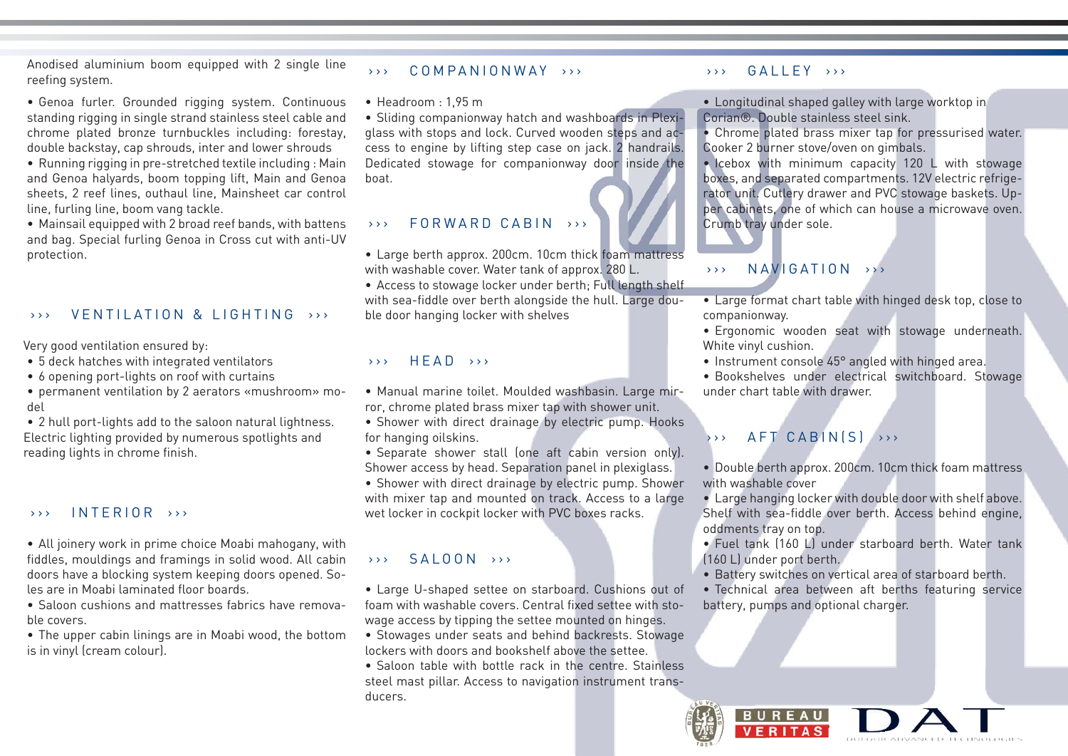Anodised aluminium boom equipped with 2 single line reefing system.

• Genoa furler. Grounded rigging system. Continuous standing rigging in single strand stainless steel cable and chrome plated bronze turnbuckles including: forestay, double backstay, cap shrouds, inter and lower shrouds
• Running rigging in pre-stretched textile including : Main and Genoa halyards, boom topping lift, Main and Genoa sheets, 2 reef lines, outhaul line, Mainsheet car control line, furling line, boom vang tackle.
• Mainsail equipped with 2 broad reef bands, with battens and bag. Special furling Genoa in Cross cut with anti-UV protection.

## ››› VENTILATION & LIGHTING ›››

Very good ventilation ensured by:
- 5 deck hatches with integrated ventilators
- 6 opening port-lights on roof with curtains
- permanent ventilation by 2 aerators «mushroom» model
- 2 hull port-lights add to the saloon natural lightness.

Electric lighting provided by numerous spotlights and reading lights in chrome finish.

## ››› INTERIOR ›››

- All joinery work in prime choice Moabi mahogany, with fiddles, mouldings and framings in solid wood. All cabin doors have a blocking system keeping doors opened. Soles are in Moabi laminated floor boards.
- Saloon cushions and mattresses fabrics have removable covers.
- The upper cabin linings are in Moabi wood, the bottom is in vinyl (cream colour).

## ››› COMPANIONWAY ›››

- Headroom : 1,95 m
- Sliding companionway hatch and washboards in Plexiglass with stops and lock. Curved wooden steps and access to engine by lifting step case on jack. 2 handrails. Dedicated stowage for companionway door inside the boat.

## ››› FORWARD CABIN ›››

- Large berth approx. 200cm. 10cm thick foam mattress with washable cover. Water tank of approx. 280 L.
- Access to stowage locker under berth; Full length shelf with sea-fiddle over berth alongside the hull. Large double door hanging locker with shelves

## ››› HEAD ›››

- Manual marine toilet. Moulded washbasin. Large mirror, chrome plated brass mixer tap with shower unit.
- Shower with direct drainage by electric pump. Hooks for hanging oilskins.
- Separate shower stall (one aft cabin version only). Shower access by head. Separation panel in plexiglass.
- Shower with direct drainage by electric pump. Shower with mixer tap and mounted on track. Access to a large wet locker in cockpit locker with PVC boxes racks.

## ››› SALOON ›››

- Large U-shaped settee on starboard. Cushions out of foam with washable covers. Central fixed settee with stowage access by tipping the settee mounted on hinges.
- Stowages under seats and behind backrests. Stowage lockers with doors and bookshelf above the settee.
- Saloon table with bottle rack in the centre. Stainless steel mast pillar. Access to navigation instrument transducers.

## ››› GALLEY ›››

- Longitudinal shaped galley with large worktop in Corian®. Double stainless steel sink.
- Chrome plated brass mixer tap for pressurised water. Cooker 2 burner stove/oven on gimbals.
- Icebox with minimum capacity 120 L with stowage boxes, and separated compartments. 12V electric refrigerator unit. Cutlery drawer and PVC stowage baskets. Upper cabinets, one of which can house a microwave oven. Crumb tray under sole.

## ››› NAVIGATION ›››

- Large format chart table with hinged desk top, close to companionway.
- Ergonomic wooden seat with stowage underneath. White vinyl cushion.
- Instrument console 45° angled with hinged area.
- Bookshelves under electrical switchboard. Stowage under chart table with drawer.

## ››› AFT CABIN(S) ›››

- Double berth approx. 200cm. 10cm thick foam mattress with washable cover
- Large hanging locker with double door with shelf above. Shelf with sea-fiddle over berth. Access behind engine, oddments tray on top.
- Fuel tank (160 L) under starboard berth. Water tank (160 L) under port berth.
- Battery switches on vertical area of starboard berth.
- Technical area between aft berths featuring service battery, pumps and optional charger.

BUREAU VERITAS

DAT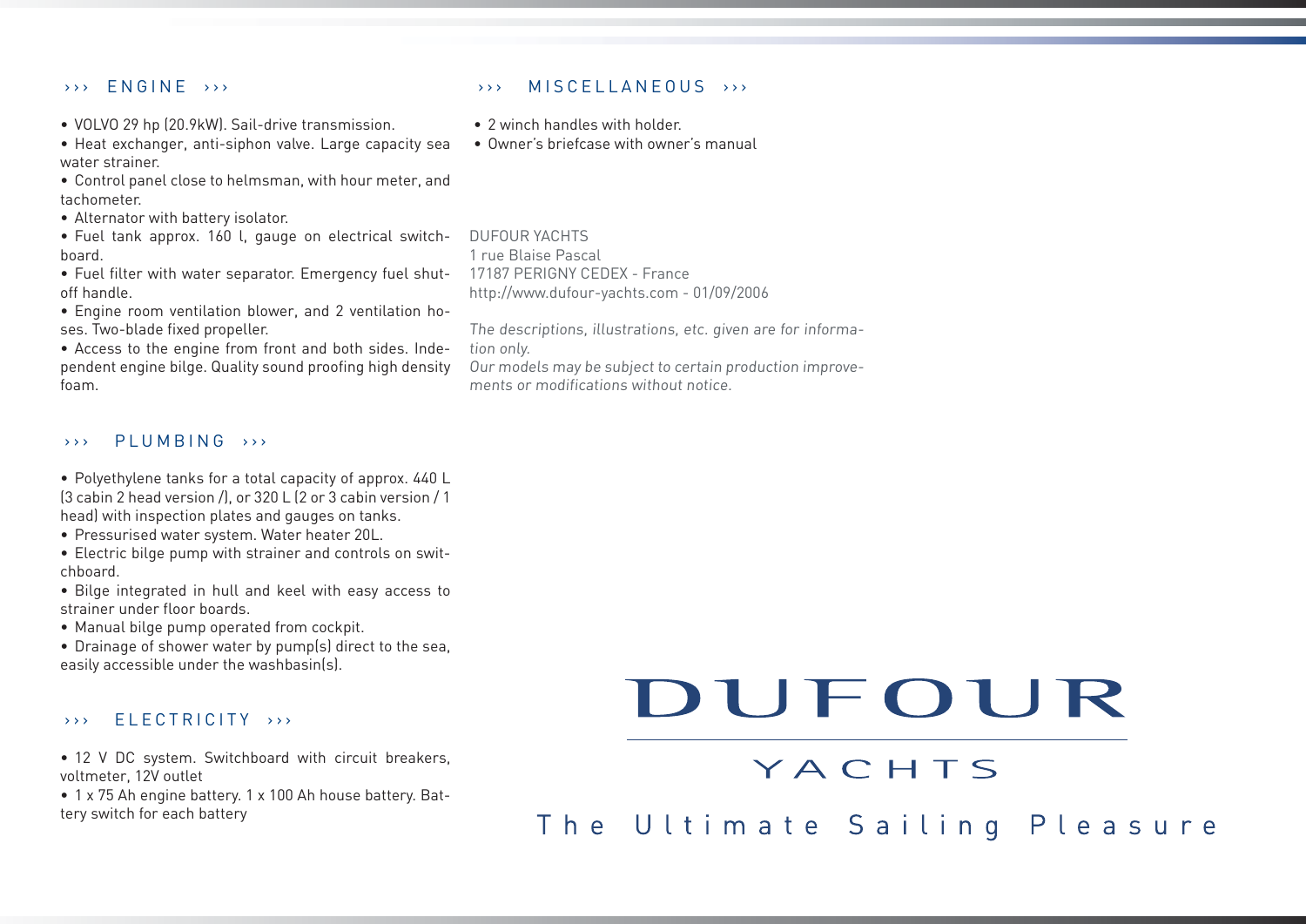## ENGINE

- VOLVO 29 hp (20.9kW). Sail-drive transmission.
- Heat exchanger, anti-siphon valve. Large capacity sea water strainer.
- Control panel close to helmsman, with hour meter, and tachometer.
- Alternator with battery isolator.
- Fuel tank approx. 160 l, gauge on electrical switchboard.
- Fuel filter with water separator. Emergency fuel shut-off handle.
- Engine room ventilation blower, and 2 ventilation hoses. Two-blade fixed propeller.
- Access to the engine from front and both sides. Independent engine bilge. Quality sound proofing high density foam.

## PLUMBING

- Polyethylene tanks for a total capacity of approx. 440 L (3 cabin 2 head version /), or 320 L (2 or 3 cabin version / 1 head) with inspection plates and gauges on tanks.
- Pressurised water system. Water heater 20L.
- Electric bilge pump with strainer and controls on switchboard.
- Bilge integrated in hull and keel with easy access to strainer under floor boards.
- Manual bilge pump operated from cockpit.
- Drainage of shower water by pump(s) direct to the sea, easily accessible under the washbasin(s).

## ELECTRICITY

- 12 V DC system. Switchboard with circuit breakers, voltmeter, 12V outlet
- 1 x 75 Ah engine battery. 1 x 100 Ah house battery. Battery switch for each battery

## MISCELLANEOUS

- 2 winch handles with holder.
- Owner's briefcase with owner's manual

DUFOUR YACHTS
1 rue Blaise Pascal
17187 PERIGNY CEDEX - France
http://www.dufour-yachts.com - 01/09/2006

*The descriptions, illustrations, etc. given are for information only.*
*Our models may be subject to certain production improvements or modifications without notice.*

DUFOUR
YACHTS
The Ultimate Sailing Pleasure